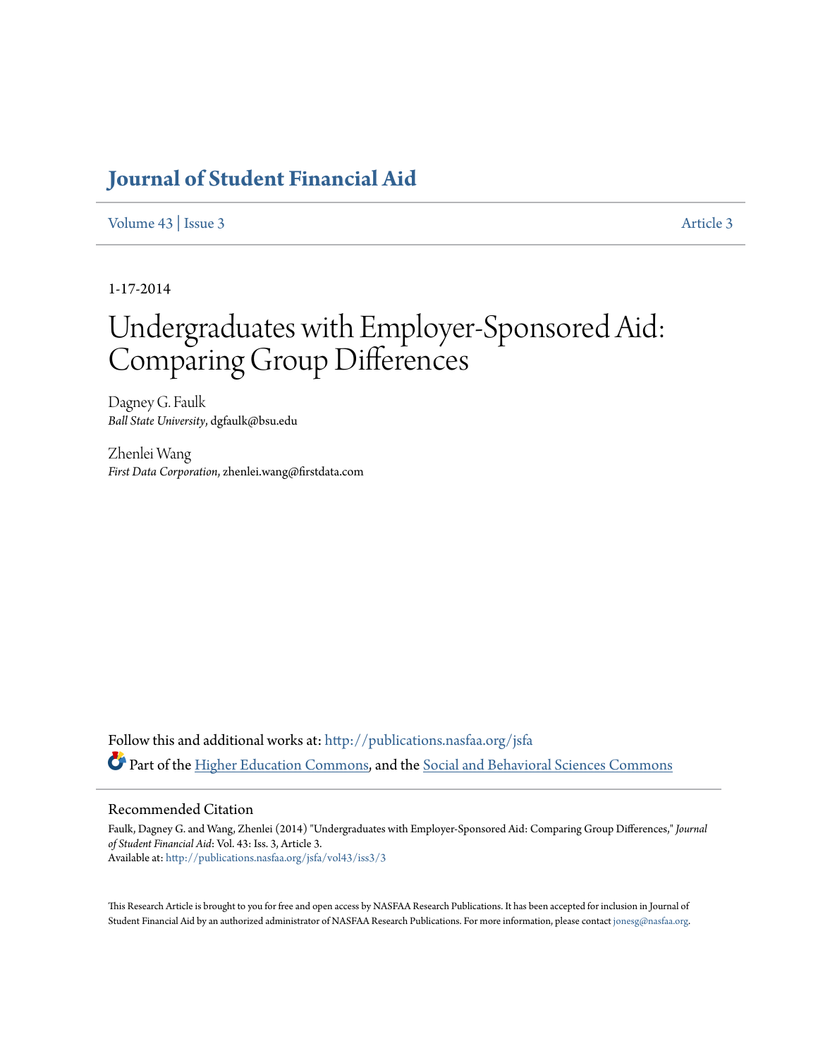# Journal of Student Financial Aid

Volume 43 | Issue 3 Article 3

1-17-2014

# Undergraduates with Employer-Sponsored Aid: Comparing Group Differences

Dagney G. Faulk
*Ball State University*, dgfaulk@bsu.edu

Zhenlei Wang
*First Data Corporation*, zhenlei.wang@firstdata.com

Follow this and additional works at: http://publications.nasfaa.org/jsfa

Part of the Higher Education Commons, and the Social and Behavioral Sciences Commons

## Recommended Citation

Faulk, Dagney G. and Wang, Zhenlei (2014) "Undergraduates with Employer-Sponsored Aid: Comparing Group Differences," *Journal of Student Financial Aid*: Vol. 43: Iss. 3, Article 3.
Available at: http://publications.nasfaa.org/jsfa/vol43/iss3/3

This Research Article is brought to you for free and open access by NASFAA Research Publications. It has been accepted for inclusion in Journal of Student Financial Aid by an authorized administrator of NASFAA Research Publications. For more information, please contact jonesg@nasfaa.org.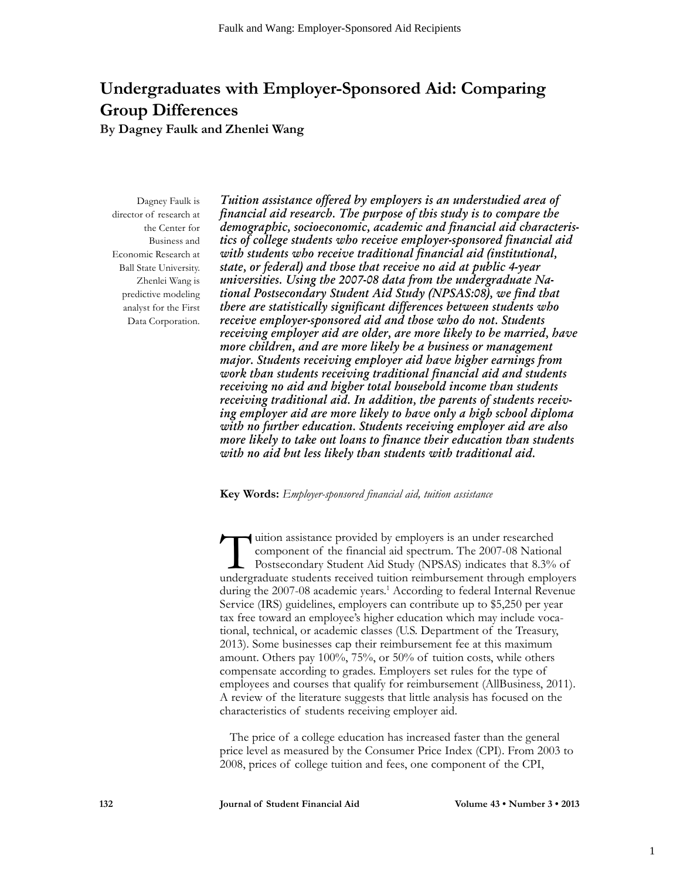# Undergraduates with Employer-Sponsored Aid: Comparing Group Differences

**By Dagney Faulk and Zhenlei Wang**

Dagney Faulk is director of research at the Center for Business and Economic Research at Ball State University. Zhenlei Wang is predictive modeling analyst for the First Data Corporation.

***Tuition assistance offered by employers is an understudied area of financial aid research. The purpose of this study is to compare the demographic, socioeconomic, academic and financial aid characteristics of college students who receive employer-sponsored financial aid with students who receive traditional financial aid (institutional, state, or federal) and those that receive no aid at public 4-year universities. Using the 2007-08 data from the undergraduate National Postsecondary Student Aid Study (NPSAS:08), we find that there are statistically significant differences between students who receive employer-sponsored aid and those who do not. Students receiving employer aid are older, are more likely to be married, have more children, and are more likely be a business or management major. Students receiving employer aid have higher earnings from work than students receiving traditional financial aid and students receiving no aid and higher total household income than students receiving traditional aid. In addition, the parents of students receiving employer aid are more likely to have only a high school diploma with no further education. Students receiving employer aid are also more likely to take out loans to finance their education than students with no aid but less likely than students with traditional aid.***

**Key Words:** *Employer-sponsored financial aid, tuition assistance*

Tuition assistance provided by employers is an under researched component of the financial aid spectrum. The 2007-08 National Postsecondary Student Aid Study (NPSAS) indicates that 8.3% of undergraduate students received tuition reimbursement through employers during the 2007-08 academic years.[1] According to federal Internal Revenue Service (IRS) guidelines, employers can contribute up to $5,250 per year tax free toward an employee's higher education which may include vocational, technical, or academic classes (U.S. Department of the Treasury, 2013). Some businesses cap their reimbursement fee at this maximum amount. Others pay 100%, 75%, or 50% of tuition costs, while others compensate according to grades. Employers set rules for the type of employees and courses that qualify for reimbursement (AllBusiness, 2011). A review of the literature suggests that little analysis has focused on the characteristics of students receiving employer aid.

The price of a college education has increased faster than the general price level as measured by the Consumer Price Index (CPI). From 2003 to 2008, prices of college tuition and fees, one component of the CPI,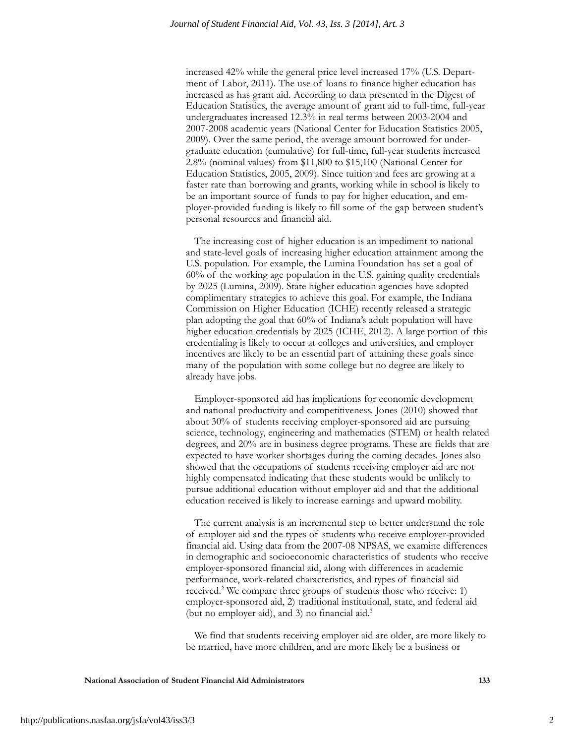increased 42% while the general price level increased 17% (U.S. Department of Labor, 2011). The use of loans to finance higher education has increased as has grant aid. According to data presented in the Digest of Education Statistics, the average amount of grant aid to full-time, full-year undergraduates increased 12.3% in real terms between 2003-2004 and 2007-2008 academic years (National Center for Education Statistics 2005, 2009). Over the same period, the average amount borrowed for undergraduate education (cumulative) for full-time, full-year students increased 2.8% (nominal values) from $11,800 to $15,100 (National Center for Education Statistics, 2005, 2009). Since tuition and fees are growing at a faster rate than borrowing and grants, working while in school is likely to be an important source of funds to pay for higher education, and employer-provided funding is likely to fill some of the gap between student's personal resources and financial aid.

The increasing cost of higher education is an impediment to national and state-level goals of increasing higher education attainment among the U.S. population. For example, the Lumina Foundation has set a goal of 60% of the working age population in the U.S. gaining quality credentials by 2025 (Lumina, 2009). State higher education agencies have adopted complimentary strategies to achieve this goal. For example, the Indiana Commission on Higher Education (ICHE) recently released a strategic plan adopting the goal that 60% of Indiana's adult population will have higher education credentials by 2025 (ICHE, 2012). A large portion of this credentialing is likely to occur at colleges and universities, and employer incentives are likely to be an essential part of attaining these goals since many of the population with some college but no degree are likely to already have jobs.

Employer-sponsored aid has implications for economic development and national productivity and competitiveness. Jones (2010) showed that about 30% of students receiving employer-sponsored aid are pursuing science, technology, engineering and mathematics (STEM) or health related degrees, and 20% are in business degree programs. These are fields that are expected to have worker shortages during the coming decades. Jones also showed that the occupations of students receiving employer aid are not highly compensated indicating that these students would be unlikely to pursue additional education without employer aid and that the additional education received is likely to increase earnings and upward mobility.

The current analysis is an incremental step to better understand the role of employer aid and the types of students who receive employer-provided financial aid. Using data from the 2007-08 NPSAS, we examine differences in demographic and socioeconomic characteristics of students who receive employer-sponsored financial aid, along with differences in academic performance, work-related characteristics, and types of financial aid received.[2] We compare three groups of students those who receive: 1) employer-sponsored aid, 2) traditional institutional, state, and federal aid (but no employer aid), and 3) no financial aid.[3]

We find that students receiving employer aid are older, are more likely to be married, have more children, and are more likely be a business or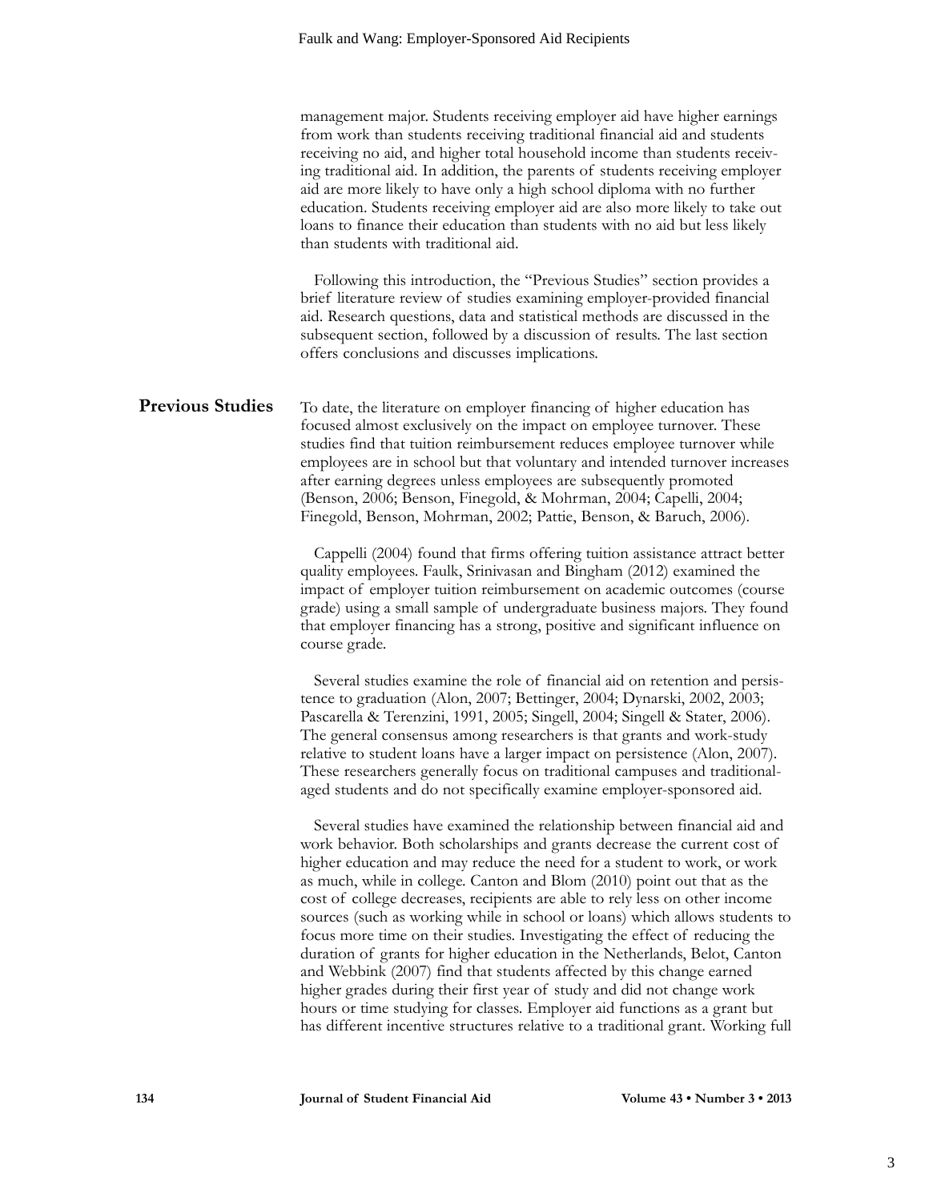management major. Students receiving employer aid have higher earnings from work than students receiving traditional financial aid and students receiving no aid, and higher total household income than students receiving traditional aid. In addition, the parents of students receiving employer aid are more likely to have only a high school diploma with no further education. Students receiving employer aid are also more likely to take out loans to finance their education than students with no aid but less likely than students with traditional aid.

Following this introduction, the "Previous Studies" section provides a brief literature review of studies examining employer-provided financial aid. Research questions, data and statistical methods are discussed in the subsequent section, followed by a discussion of results. The last section offers conclusions and discusses implications.

## Previous Studies

To date, the literature on employer financing of higher education has focused almost exclusively on the impact on employee turnover. These studies find that tuition reimbursement reduces employee turnover while employees are in school but that voluntary and intended turnover increases after earning degrees unless employees are subsequently promoted (Benson, 2006; Benson, Finegold, & Mohrman, 2004; Capelli, 2004; Finegold, Benson, Mohrman, 2002; Pattie, Benson, & Baruch, 2006).

Cappelli (2004) found that firms offering tuition assistance attract better quality employees. Faulk, Srinivasan and Bingham (2012) examined the impact of employer tuition reimbursement on academic outcomes (course grade) using a small sample of undergraduate business majors. They found that employer financing has a strong, positive and significant influence on course grade.

Several studies examine the role of financial aid on retention and persistence to graduation (Alon, 2007; Bettinger, 2004; Dynarski, 2002, 2003; Pascarella & Terenzini, 1991, 2005; Singell, 2004; Singell & Stater, 2006). The general consensus among researchers is that grants and work-study relative to student loans have a larger impact on persistence (Alon, 2007). These researchers generally focus on traditional campuses and traditional-aged students and do not specifically examine employer-sponsored aid.

Several studies have examined the relationship between financial aid and work behavior. Both scholarships and grants decrease the current cost of higher education and may reduce the need for a student to work, or work as much, while in college. Canton and Blom (2010) point out that as the cost of college decreases, recipients are able to rely less on other income sources (such as working while in school or loans) which allows students to focus more time on their studies. Investigating the effect of reducing the duration of grants for higher education in the Netherlands, Belot, Canton and Webbink (2007) find that students affected by this change earned higher grades during their first year of study and did not change work hours or time studying for classes. Employer aid functions as a grant but has different incentive structures relative to a traditional grant. Working full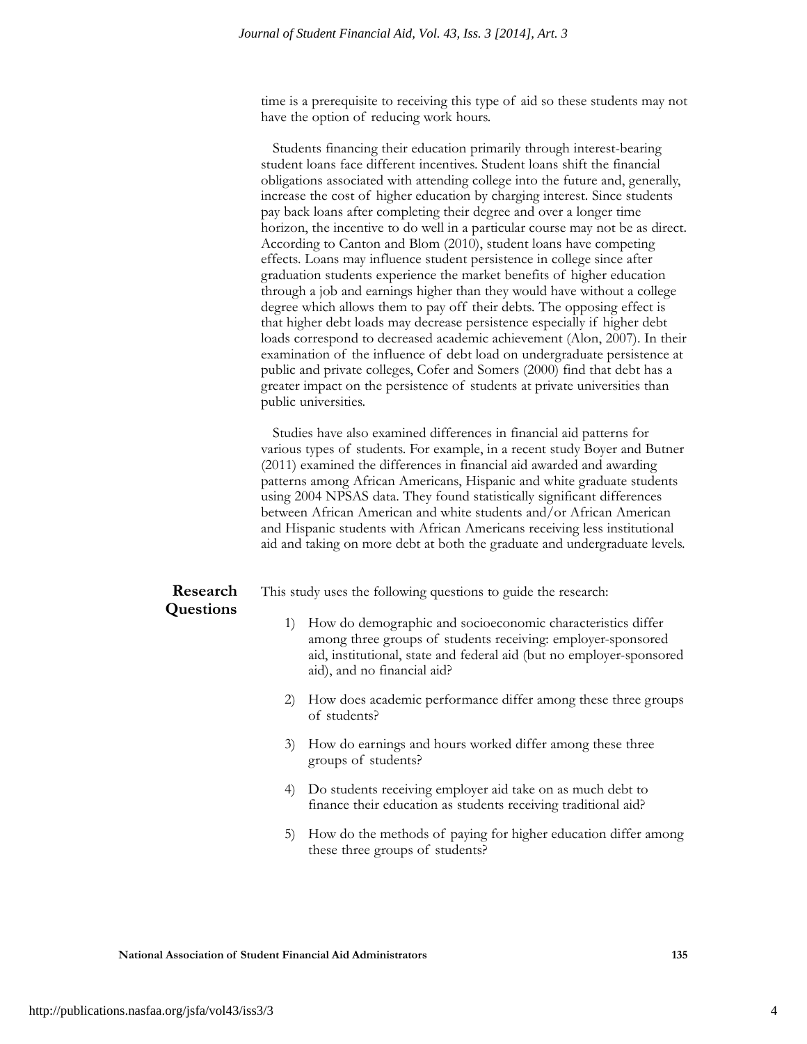time is a prerequisite to receiving this type of aid so these students may not have the option of reducing work hours.

Students financing their education primarily through interest-bearing student loans face different incentives. Student loans shift the financial obligations associated with attending college into the future and, generally, increase the cost of higher education by charging interest. Since students pay back loans after completing their degree and over a longer time horizon, the incentive to do well in a particular course may not be as direct. According to Canton and Blom (2010), student loans have competing effects. Loans may influence student persistence in college since after graduation students experience the market benefits of higher education through a job and earnings higher than they would have without a college degree which allows them to pay off their debts. The opposing effect is that higher debt loads may decrease persistence especially if higher debt loads correspond to decreased academic achievement (Alon, 2007). In their examination of the influence of debt load on undergraduate persistence at public and private colleges, Cofer and Somers (2000) find that debt has a greater impact on the persistence of students at private universities than public universities.

Studies have also examined differences in financial aid patterns for various types of students. For example, in a recent study Boyer and Butner (2011) examined the differences in financial aid awarded and awarding patterns among African Americans, Hispanic and white graduate students using 2004 NPSAS data. They found statistically significant differences between African American and white students and/or African American and Hispanic students with African Americans receiving less institutional aid and taking on more debt at both the graduate and undergraduate levels.

## Research Questions

This study uses the following questions to guide the research:

1) How do demographic and socioeconomic characteristics differ among three groups of students receiving: employer-sponsored aid, institutional, state and federal aid (but no employer-sponsored aid), and no financial aid?

2) How does academic performance differ among these three groups of students?

3) How do earnings and hours worked differ among these three groups of students?

4) Do students receiving employer aid take on as much debt to finance their education as students receiving traditional aid?

5) How do the methods of paying for higher education differ among these three groups of students?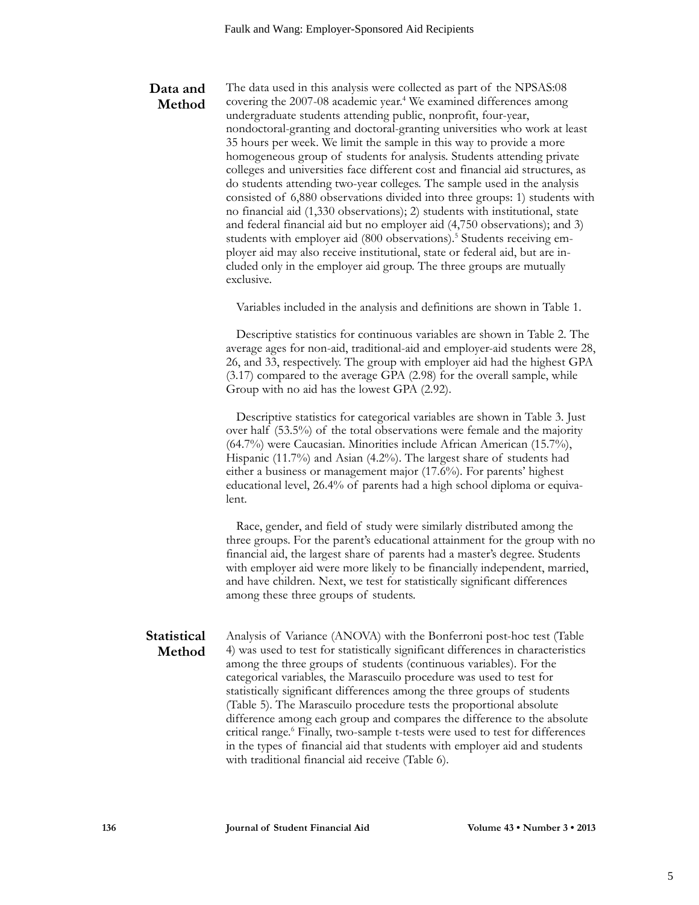## Data and Method

The data used in this analysis were collected as part of the NPSAS:08 covering the 2007-08 academic year.[4] We examined differences among undergraduate students attending public, nonprofit, four-year, nondoctoral-granting and doctoral-granting universities who work at least 35 hours per week. We limit the sample in this way to provide a more homogeneous group of students for analysis. Students attending private colleges and universities face different cost and financial aid structures, as do students attending two-year colleges. The sample used in the analysis consisted of 6,880 observations divided into three groups: 1) students with no financial aid (1,330 observations); 2) students with institutional, state and federal financial aid but no employer aid (4,750 observations); and 3) students with employer aid (800 observations).[5] Students receiving employer aid may also receive institutional, state or federal aid, but are included only in the employer aid group. The three groups are mutually exclusive.

Variables included in the analysis and definitions are shown in Table 1.

Descriptive statistics for continuous variables are shown in Table 2. The average ages for non-aid, traditional-aid and employer-aid students were 28, 26, and 33, respectively. The group with employer aid had the highest GPA (3.17) compared to the average GPA (2.98) for the overall sample, while Group with no aid has the lowest GPA (2.92).

Descriptive statistics for categorical variables are shown in Table 3. Just over half (53.5%) of the total observations were female and the majority (64.7%) were Caucasian. Minorities include African American (15.7%), Hispanic (11.7%) and Asian (4.2%). The largest share of students had either a business or management major (17.6%). For parents' highest educational level, 26.4% of parents had a high school diploma or equivalent.

Race, gender, and field of study were similarly distributed among the three groups. For the parent's educational attainment for the group with no financial aid, the largest share of parents had a master's degree. Students with employer aid were more likely to be financially independent, married, and have children. Next, we test for statistically significant differences among these three groups of students.

## Statistical Method

Analysis of Variance (ANOVA) with the Bonferroni post-hoc test (Table 4) was used to test for statistically significant differences in characteristics among the three groups of students (continuous variables). For the categorical variables, the Marascuilo procedure was used to test for statistically significant differences among the three groups of students (Table 5). The Marascuilo procedure tests the proportional absolute difference among each group and compares the difference to the absolute critical range.[6] Finally, two-sample t-tests were used to test for differences in the types of financial aid that students with employer aid and students with traditional financial aid receive (Table 6).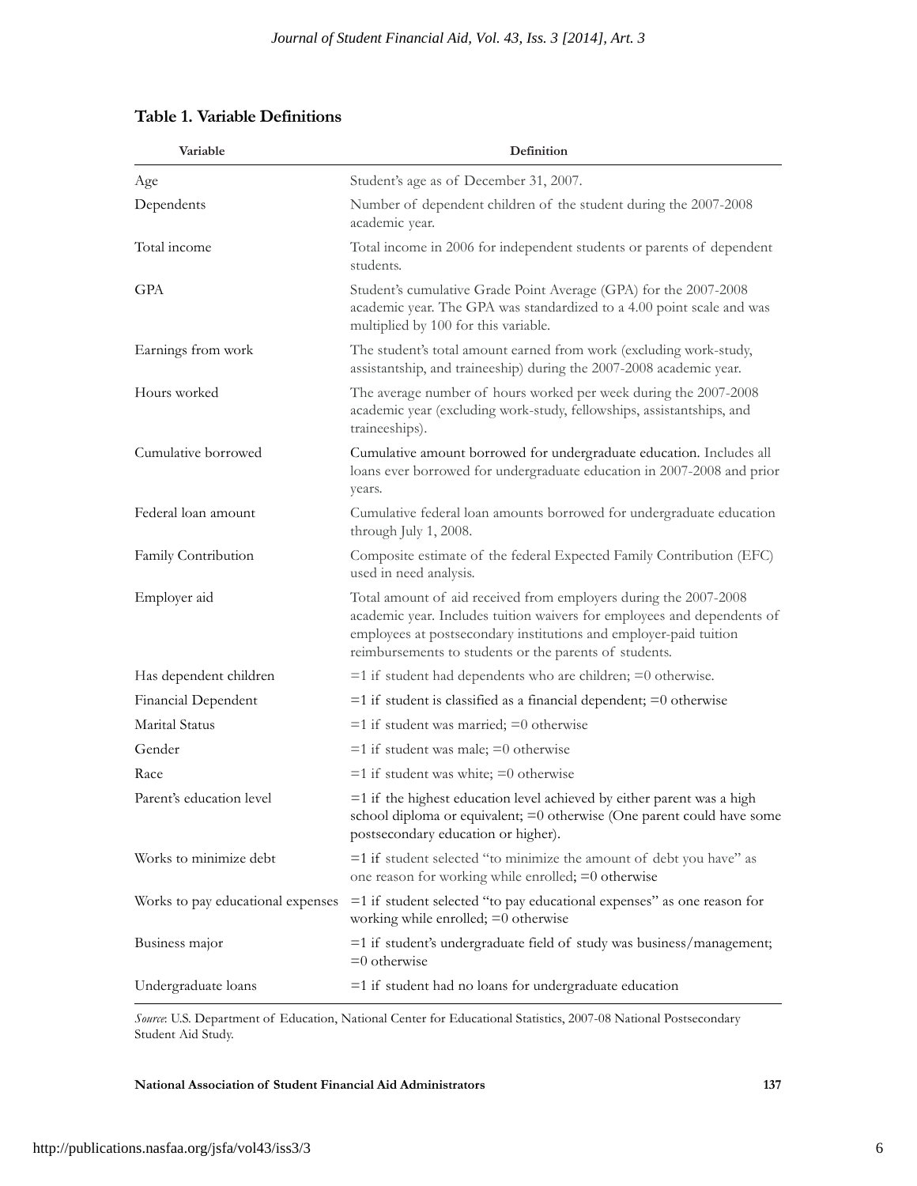## Table 1. Variable Definitions

| Variable | Definition |
|---|---|
| Age | Student's age as of December 31, 2007. |
| Dependents | Number of dependent children of the student during the 2007-2008 academic year. |
| Total income | Total income in 2006 for independent students or parents of dependent students. |
| GPA | Student's cumulative Grade Point Average (GPA) for the 2007-2008 academic year. The GPA was standardized to a 4.00 point scale and was multiplied by 100 for this variable. |
| Earnings from work | The student's total amount earned from work (excluding work-study, assistantship, and traineeship) during the 2007-2008 academic year. |
| Hours worked | The average number of hours worked per week during the 2007-2008 academic year (excluding work-study, fellowships, assistantships, and traineeships). |
| Cumulative borrowed | Cumulative amount borrowed for undergraduate education. Includes all loans ever borrowed for undergraduate education in 2007-2008 and prior years. |
| Federal loan amount | Cumulative federal loan amounts borrowed for undergraduate education through July 1, 2008. |
| Family Contribution | Composite estimate of the federal Expected Family Contribution (EFC) used in need analysis. |
| Employer aid | Total amount of aid received from employers during the 2007-2008 academic year. Includes tuition waivers for employees and dependents of employees at postsecondary institutions and employer-paid tuition reimbursements to students or the parents of students. |
| Has dependent children | =1 if student had dependents who are children; =0 otherwise. |
| Financial Dependent | =1 if student is classified as a financial dependent; =0 otherwise |
| Marital Status | =1 if student was married; =0 otherwise |
| Gender | =1 if student was male; =0 otherwise |
| Race | =1 if student was white; =0 otherwise |
| Parent's education level | =1 if the highest education level achieved by either parent was a high school diploma or equivalent; =0 otherwise (One parent could have some postsecondary education or higher). |
| Works to minimize debt | =1 if student selected "to minimize the amount of debt you have" as one reason for working while enrolled; =0 otherwise |
| Works to pay educational expenses | =1 if student selected "to pay educational expenses" as one reason for working while enrolled; =0 otherwise |
| Business major | =1 if student's undergraduate field of study was business/management; =0 otherwise |
| Undergraduate loans | =1 if student had no loans for undergraduate education |

*Source*: U.S. Department of Education, National Center for Educational Statistics, 2007-08 National Postsecondary Student Aid Study.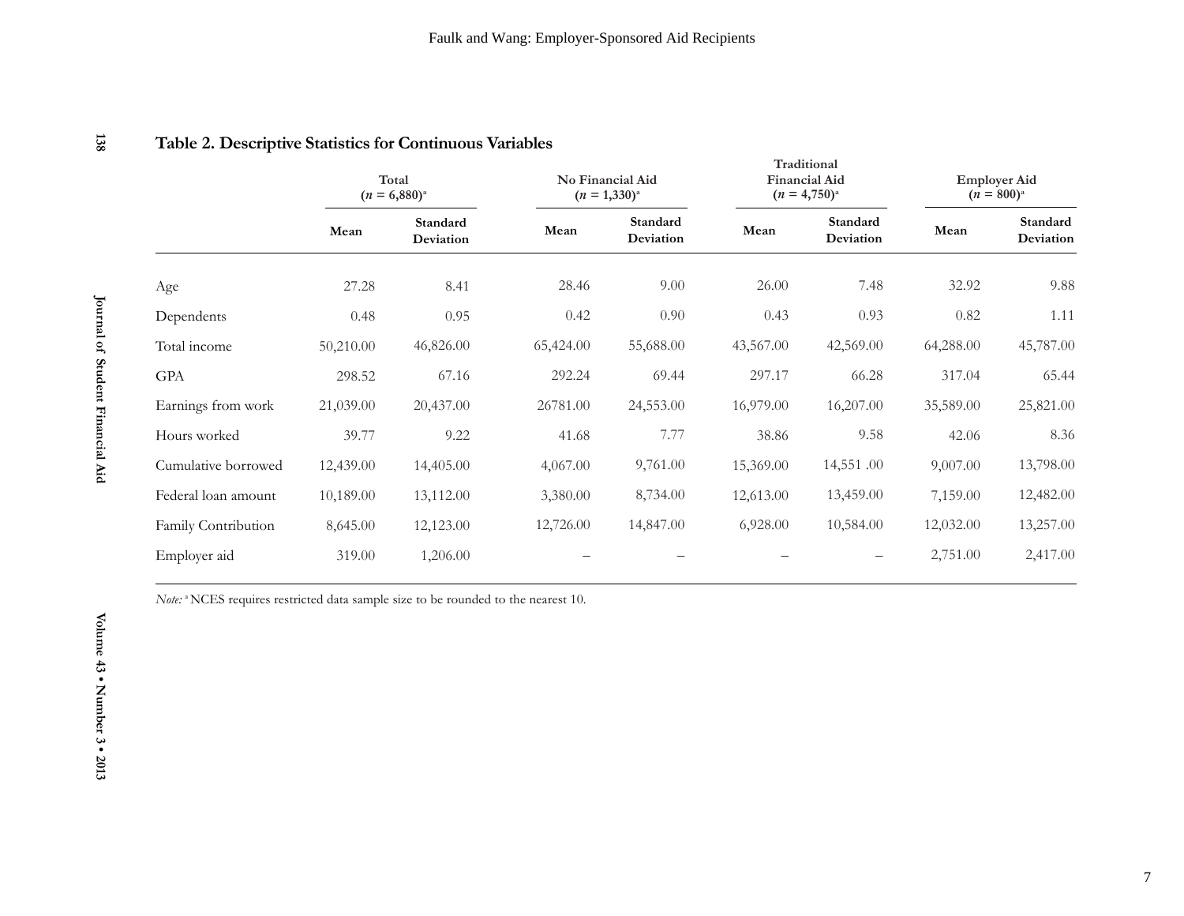### Table 2. Descriptive Statistics for Continuous Variables

| | Total ($n$ = 6,880)[a] | | No Financial Aid ($n$ = 1,330)[a] | | Traditional Financial Aid ($n$ = 4,750)[a] | | Employer Aid ($n$ = 800)[a] | |
|---|---|---|---|---|---|---|---|---|
| | Mean | Standard Deviation | Mean | Standard Deviation | Mean | Standard Deviation | Mean | Standard Deviation |
| Age | 27.28 | 8.41 | 28.46 | 9.00 | 26.00 | 7.48 | 32.92 | 9.88 |
| Dependents | 0.48 | 0.95 | 0.42 | 0.90 | 0.43 | 0.93 | 0.82 | 1.11 |
| Total income | 50,210.00 | 46,826.00 | 65,424.00 | 55,688.00 | 43,567.00 | 42,569.00 | 64,288.00 | 45,787.00 |
| GPA | 298.52 | 67.16 | 292.24 | 69.44 | 297.17 | 66.28 | 317.04 | 65.44 |
| Earnings from work | 21,039.00 | 20,437.00 | 26781.00 | 24,553.00 | 16,979.00 | 16,207.00 | 35,589.00 | 25,821.00 |
| Hours worked | 39.77 | 9.22 | 41.68 | 7.77 | 38.86 | 9.58 | 42.06 | 8.36 |
| Cumulative borrowed | 12,439.00 | 14,405.00 | 4,067.00 | 9,761.00 | 15,369.00 | 14,551 .00 | 9,007.00 | 13,798.00 |
| Federal loan amount | 10,189.00 | 13,112.00 | 3,380.00 | 8,734.00 | 12,613.00 | 13,459.00 | 7,159.00 | 12,482.00 |
| Family Contribution | 8,645.00 | 12,123.00 | 12,726.00 | 14,847.00 | 6,928.00 | 10,584.00 | 12,032.00 | 13,257.00 |
| Employer aid | 319.00 | 1,206.00 | – | – | – | – | 2,751.00 | 2,417.00 |

*Note:* [a] NCES requires restricted data sample size to be rounded to the nearest 10.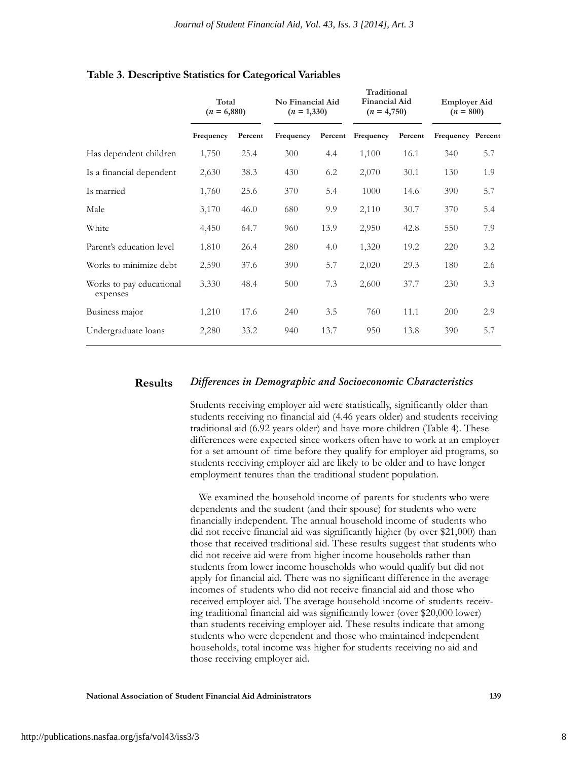**Table 3. Descriptive Statistics for Categorical Variables**

| | Total ($n$ = 6,880) | | No Financial Aid ($n$ = 1,330) | | Traditional Financial Aid ($n$ = 4,750) | | Employer Aid ($n$ = 800) | |
|---|---|---|---|---|---|---|---|---|
| | Frequency | Percent | Frequency | Percent | Frequency | Percent | Frequency | Percent |
| Has dependent children | 1,750 | 25.4 | 300 | 4.4 | 1,100 | 16.1 | 340 | 5.7 |
| Is a financial dependent | 2,630 | 38.3 | 430 | 6.2 | 2,070 | 30.1 | 130 | 1.9 |
| Is married | 1,760 | 25.6 | 370 | 5.4 | 1000 | 14.6 | 390 | 5.7 |
| Male | 3,170 | 46.0 | 680 | 9.9 | 2,110 | 30.7 | 370 | 5.4 |
| White | 4,450 | 64.7 | 960 | 13.9 | 2,950 | 42.8 | 550 | 7.9 |
| Parent's education level | 1,810 | 26.4 | 280 | 4.0 | 1,320 | 19.2 | 220 | 3.2 |
| Works to minimize debt | 2,590 | 37.6 | 390 | 5.7 | 2,020 | 29.3 | 180 | 2.6 |
| Works to pay educational expenses | 3,330 | 48.4 | 500 | 7.3 | 2,600 | 37.7 | 230 | 3.3 |
| Business major | 1,210 | 17.6 | 240 | 3.5 | 760 | 11.1 | 200 | 2.9 |
| Undergraduate loans | 2,280 | 33.2 | 940 | 13.7 | 950 | 13.8 | 390 | 5.7 |

## Results

### *Differences in Demographic and Socioeconomic Characteristics*

Students receiving employer aid were statistically, significantly older than students receiving no financial aid (4.46 years older) and students receiving traditional aid (6.92 years older) and have more children (Table 4). These differences were expected since workers often have to work at an employer for a set amount of time before they qualify for employer aid programs, so students receiving employer aid are likely to be older and to have longer employment tenures than the traditional student population.

We examined the household income of parents for students who were dependents and the student (and their spouse) for students who were financially independent. The annual household income of students who did not receive financial aid was significantly higher (by over $21,000) than those that received traditional aid. These results suggest that students who did not receive aid were from higher income households rather than students from lower income households who would qualify but did not apply for financial aid. There was no significant difference in the average incomes of students who did not receive financial aid and those who received employer aid. The average household income of students receiving traditional financial aid was significantly lower (over $20,000 lower) than students receiving employer aid. These results indicate that among students who were dependent and those who maintained independent households, total income was higher for students receiving no aid and those receiving employer aid.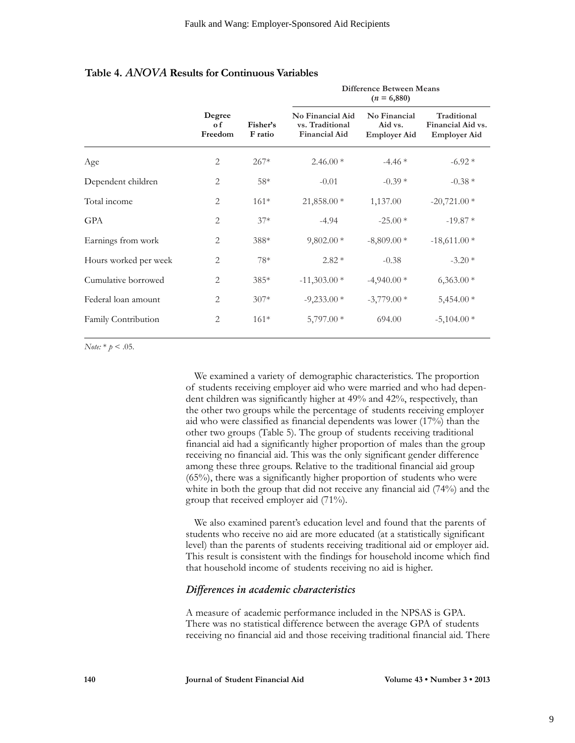**Table 4.** ***ANOVA*** **Results for Continuous Variables**

| | Degree of Freedom | Fisher's F ratio | Difference Between Means ($n$ = 6,880) | | |
|---|---|---|---|---|---|
| | | | No Financial Aid vs. Traditional Financial Aid | No Financial Aid vs. Employer Aid | Traditional Financial Aid vs. Employer Aid |
| Age | 2 | 267* | 2.46.00 * | -4.46 * | -6.92 * |
| Dependent children | 2 | 58* | -0.01 | -0.39 * | -0.38 * |
| Total income | 2 | 161* | 21,858.00 * | 1,137.00 | -20,721.00 * |
| GPA | 2 | 37* | -4.94 | -25.00 * | -19.87 * |
| Earnings from work | 2 | 388* | 9,802.00 * | -8,809.00 * | -18,611.00 * |
| Hours worked per week | 2 | 78* | 2.82 * | -0.38 | -3.20 * |
| Cumulative borrowed | 2 | 385* | -11,303.00 * | -4,940.00 * | 6,363.00 * |
| Federal loan amount | 2 | 307* | -9,233.00 * | -3,779.00 * | 5,454.00 * |
| Family Contribution | 2 | 161* | 5,797.00 * | 694.00 | -5,104.00 * |

*Note:* * $p < .05$.

We examined a variety of demographic characteristics. The proportion of students receiving employer aid who were married and who had dependent children was significantly higher at 49% and 42%, respectively, than the other two groups while the percentage of students receiving employer aid who were classified as financial dependents was lower (17%) than the other two groups (Table 5). The group of students receiving traditional financial aid had a significantly higher proportion of males than the group receiving no financial aid. This was the only significant gender difference among these three groups. Relative to the traditional financial aid group (65%), there was a significantly higher proportion of students who were white in both the group that did not receive any financial aid (74%) and the group that received employer aid (71%).

We also examined parent's education level and found that the parents of students who receive no aid are more educated (at a statistically significant level) than the parents of students receiving traditional aid or employer aid. This result is consistent with the findings for household income which find that household income of students receiving no aid is higher.

### *Differences in academic characteristics*

A measure of academic performance included in the NPSAS is GPA. There was no statistical difference between the average GPA of students receiving no financial aid and those receiving traditional financial aid. There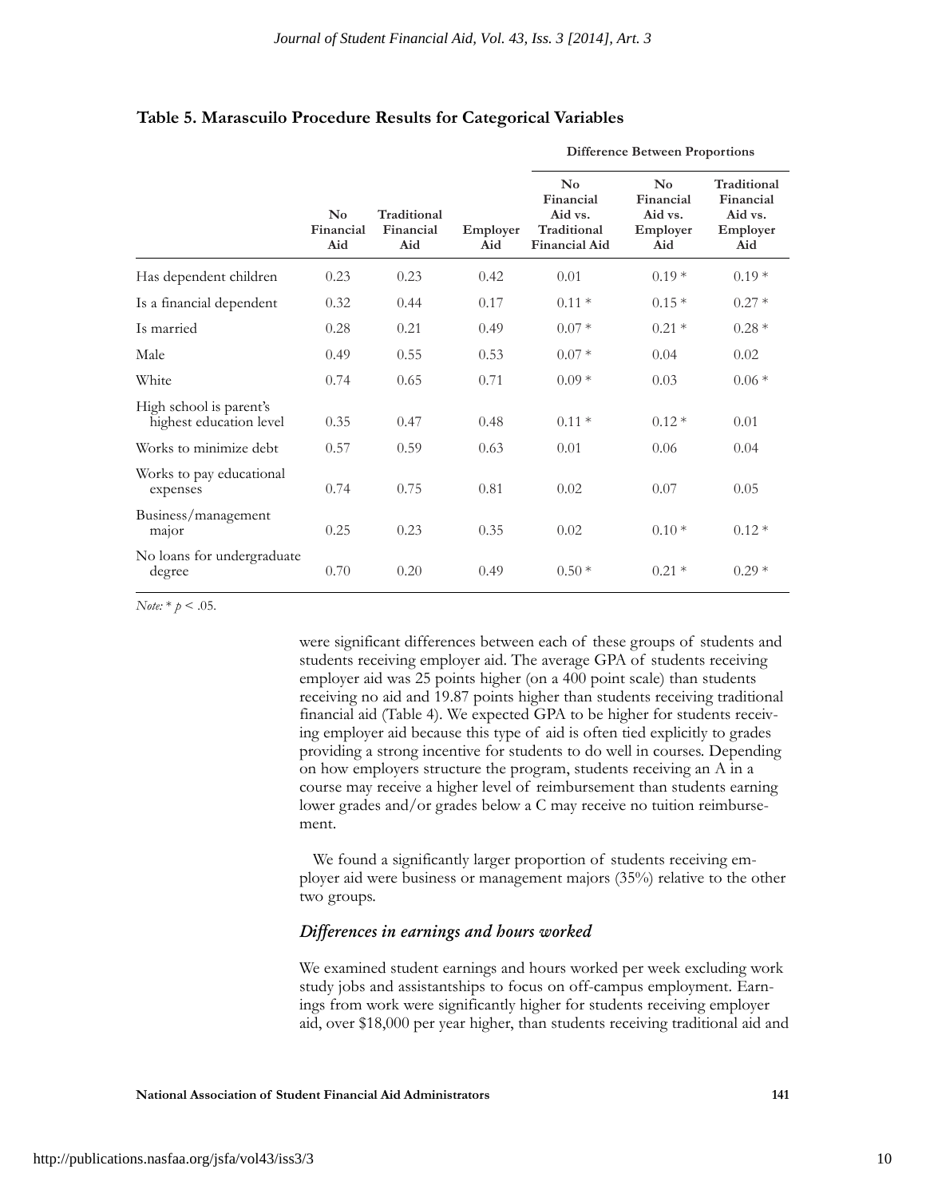**Table 5. Marascuilo Procedure Results for Categorical Variables**

| | No Financial Aid | Traditional Financial Aid | Employer Aid | Difference Between Proportions | | |
|---|---|---|---|---|---|---|
| | | | | No Financial Aid vs. Traditional Financial Aid | No Financial Aid vs. Employer Aid | Traditional Financial Aid vs. Employer Aid |
| Has dependent children | 0.23 | 0.23 | 0.42 | 0.01 | 0.19 * | 0.19 * |
| Is a financial dependent | 0.32 | 0.44 | 0.17 | 0.11 * | 0.15 * | 0.27 * |
| Is married | 0.28 | 0.21 | 0.49 | 0.07 * | 0.21 * | 0.28 * |
| Male | 0.49 | 0.55 | 0.53 | 0.07 * | 0.04 | 0.02 |
| White | 0.74 | 0.65 | 0.71 | 0.09 * | 0.03 | 0.06 * |
| High school is parent's highest education level | 0.35 | 0.47 | 0.48 | 0.11 * | 0.12 * | 0.01 |
| Works to minimize debt | 0.57 | 0.59 | 0.63 | 0.01 | 0.06 | 0.04 |
| Works to pay educational expenses | 0.74 | 0.75 | 0.81 | 0.02 | 0.07 | 0.05 |
| Business/management major | 0.25 | 0.23 | 0.35 | 0.02 | 0.10 * | 0.12 * |
| No loans for undergraduate degree | 0.70 | 0.20 | 0.49 | 0.50 * | 0.21 * | 0.29 * |

*Note:* * $p < .05$.

were significant differences between each of these groups of students and students receiving employer aid. The average GPA of students receiving employer aid was 25 points higher (on a 400 point scale) than students receiving no aid and 19.87 points higher than students receiving traditional financial aid (Table 4). We expected GPA to be higher for students receiving employer aid because this type of aid is often tied explicitly to grades providing a strong incentive for students to do well in courses. Depending on how employers structure the program, students receiving an A in a course may receive a higher level of reimbursement than students earning lower grades and/or grades below a C may receive no tuition reimbursement.

We found a significantly larger proportion of students receiving employer aid were business or management majors (35%) relative to the other two groups.

### *Differences in earnings and hours worked*

We examined student earnings and hours worked per week excluding work study jobs and assistantships to focus on off-campus employment. Earnings from work were significantly higher for students receiving employer aid, over $18,000 per year higher, than students receiving traditional aid and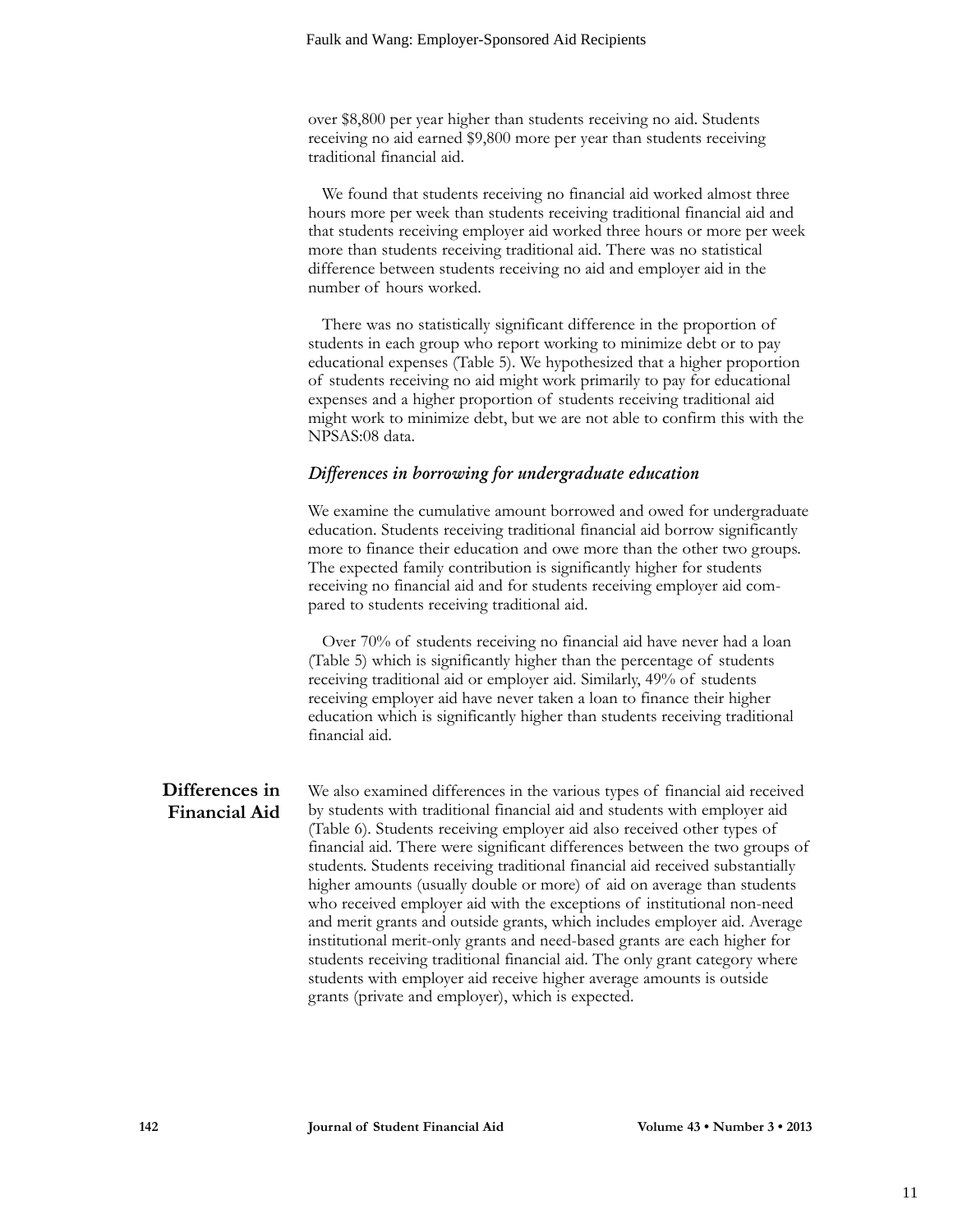over $8,800 per year higher than students receiving no aid. Students receiving no aid earned $9,800 more per year than students receiving traditional financial aid.

We found that students receiving no financial aid worked almost three hours more per week than students receiving traditional financial aid and that students receiving employer aid worked three hours or more per week more than students receiving traditional aid. There was no statistical difference between students receiving no aid and employer aid in the number of hours worked.

There was no statistically significant difference in the proportion of students in each group who report working to minimize debt or to pay educational expenses (Table 5). We hypothesized that a higher proportion of students receiving no aid might work primarily to pay for educational expenses and a higher proportion of students receiving traditional aid might work to minimize debt, but we are not able to confirm this with the NPSAS:08 data.

### *Differences in borrowing for undergraduate education*

We examine the cumulative amount borrowed and owed for undergraduate education. Students receiving traditional financial aid borrow significantly more to finance their education and owe more than the other two groups. The expected family contribution is significantly higher for students receiving no financial aid and for students receiving employer aid compared to students receiving traditional aid.

Over 70% of students receiving no financial aid have never had a loan (Table 5) which is significantly higher than the percentage of students receiving traditional aid or employer aid. Similarly, 49% of students receiving employer aid have never taken a loan to finance their higher education which is significantly higher than students receiving traditional financial aid.

## Differences in Financial Aid

We also examined differences in the various types of financial aid received by students with traditional financial aid and students with employer aid (Table 6). Students receiving employer aid also received other types of financial aid. There were significant differences between the two groups of students. Students receiving traditional financial aid received substantially higher amounts (usually double or more) of aid on average than students who received employer aid with the exceptions of institutional non-need and merit grants and outside grants, which includes employer aid. Average institutional merit-only grants and need-based grants are each higher for students receiving traditional financial aid. The only grant category where students with employer aid receive higher average amounts is outside grants (private and employer), which is expected.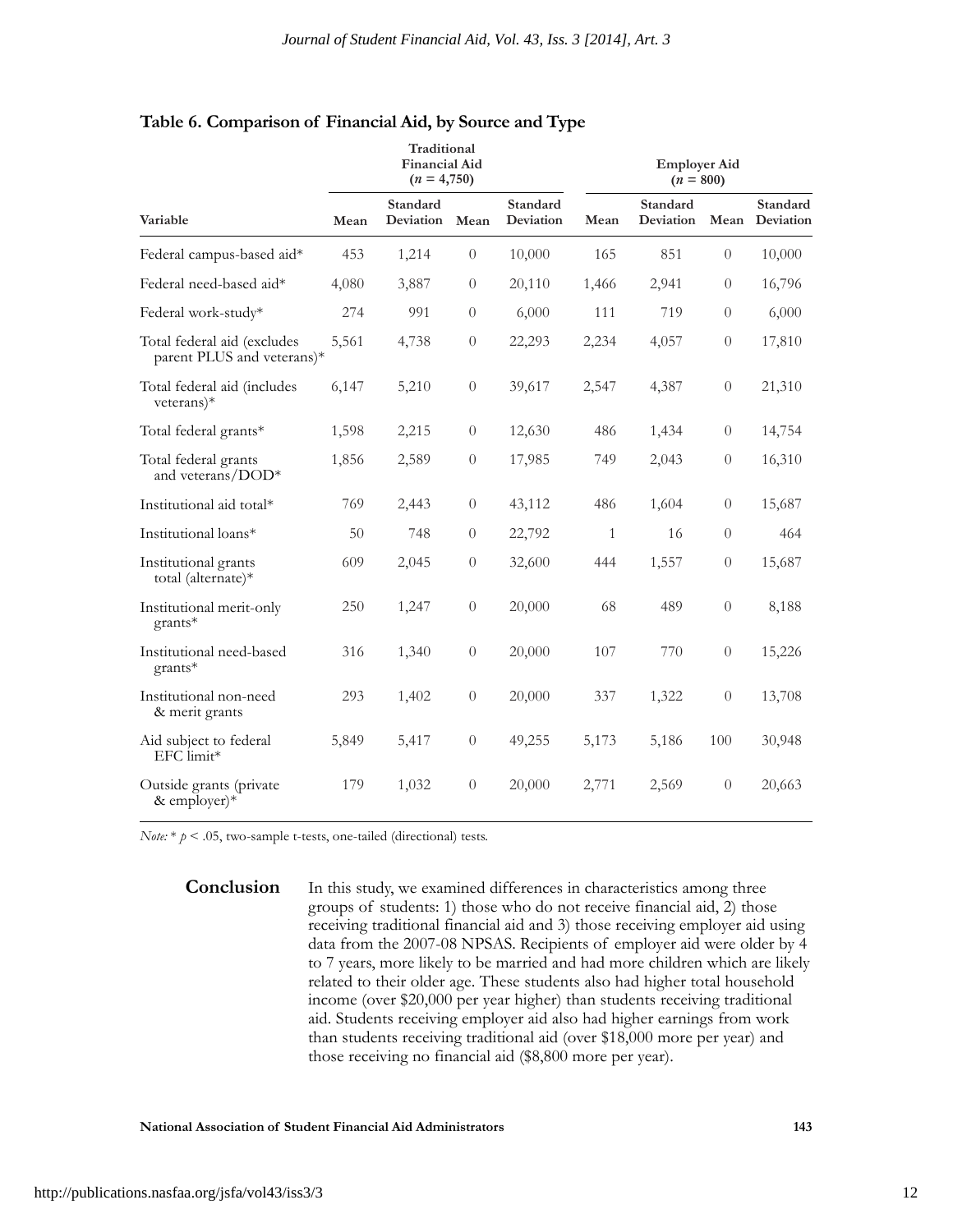## Table 6. Comparison of Financial Aid, by Source and Type

| Variable | Traditional Financial Aid ($n$ = 4,750) | | | | Employer Aid ($n$ = 800) | | | |
|---|---|---|---|---|---|---|---|---|
| | Mean | Standard Deviation | Mean | Standard Deviation | Mean | Standard Deviation | Mean | Standard Deviation |
| Federal campus-based aid* | 453 | 1,214 | 0 | 10,000 | 165 | 851 | 0 | 10,000 |
| Federal need-based aid* | 4,080 | 3,887 | 0 | 20,110 | 1,466 | 2,941 | 0 | 16,796 |
| Federal work-study* | 274 | 991 | 0 | 6,000 | 111 | 719 | 0 | 6,000 |
| Total federal aid (excludes parent PLUS and veterans)* | 5,561 | 4,738 | 0 | 22,293 | 2,234 | 4,057 | 0 | 17,810 |
| Total federal aid (includes veterans)* | 6,147 | 5,210 | 0 | 39,617 | 2,547 | 4,387 | 0 | 21,310 |
| Total federal grants* | 1,598 | 2,215 | 0 | 12,630 | 486 | 1,434 | 0 | 14,754 |
| Total federal grants and veterans/DOD* | 1,856 | 2,589 | 0 | 17,985 | 749 | 2,043 | 0 | 16,310 |
| Institutional aid total* | 769 | 2,443 | 0 | 43,112 | 486 | 1,604 | 0 | 15,687 |
| Institutional loans* | 50 | 748 | 0 | 22,792 | 1 | 16 | 0 | 464 |
| Institutional grants total (alternate)* | 609 | 2,045 | 0 | 32,600 | 444 | 1,557 | 0 | 15,687 |
| Institutional merit-only grants* | 250 | 1,247 | 0 | 20,000 | 68 | 489 | 0 | 8,188 |
| Institutional need-based grants* | 316 | 1,340 | 0 | 20,000 | 107 | 770 | 0 | 15,226 |
| Institutional non-need & merit grants | 293 | 1,402 | 0 | 20,000 | 337 | 1,322 | 0 | 13,708 |
| Aid subject to federal EFC limit* | 5,849 | 5,417 | 0 | 49,255 | 5,173 | 5,186 | 100 | 30,948 |
| Outside grants (private & employer)* | 179 | 1,032 | 0 | 20,000 | 2,771 | 2,569 | 0 | 20,663 |

*Note:* * $p < .05$, two-sample t-tests, one-tailed (directional) tests.

## Conclusion

In this study, we examined differences in characteristics among three groups of students: 1) those who do not receive financial aid, 2) those receiving traditional financial aid and 3) those receiving employer aid using data from the 2007-08 NPSAS. Recipients of employer aid were older by 4 to 7 years, more likely to be married and had more children which are likely related to their older age. These students also had higher total household income (over $20,000 per year higher) than students receiving traditional aid. Students receiving employer aid also had higher earnings from work than students receiving traditional aid (over $18,000 more per year) and those receiving no financial aid ($8,800 more per year).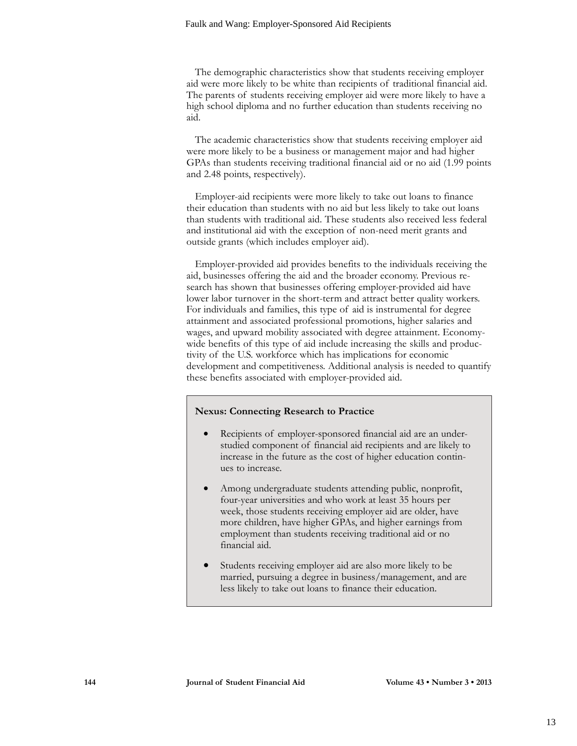The demographic characteristics show that students receiving employer aid were more likely to be white than recipients of traditional financial aid. The parents of students receiving employer aid were more likely to have a high school diploma and no further education than students receiving no aid.

The academic characteristics show that students receiving employer aid were more likely to be a business or management major and had higher GPAs than students receiving traditional financial aid or no aid (1.99 points and 2.48 points, respectively).

Employer-aid recipients were more likely to take out loans to finance their education than students with no aid but less likely to take out loans than students with traditional aid. These students also received less federal and institutional aid with the exception of non-need merit grants and outside grants (which includes employer aid).

Employer-provided aid provides benefits to the individuals receiving the aid, businesses offering the aid and the broader economy. Previous research has shown that businesses offering employer-provided aid have lower labor turnover in the short-term and attract better quality workers. For individuals and families, this type of aid is instrumental for degree attainment and associated professional promotions, higher salaries and wages, and upward mobility associated with degree attainment. Economy-wide benefits of this type of aid include increasing the skills and productivity of the U.S. workforce which has implications for economic development and competitiveness. Additional analysis is needed to quantify these benefits associated with employer-provided aid.

**Nexus: Connecting Research to Practice**

- Recipients of employer-sponsored financial aid are an understudied component of financial aid recipients and are likely to increase in the future as the cost of higher education continues to increase.
- Among undergraduate students attending public, nonprofit, four-year universities and who work at least 35 hours per week, those students receiving employer aid are older, have more children, have higher GPAs, and higher earnings from employment than students receiving traditional aid or no financial aid.
- Students receiving employer aid are also more likely to be married, pursuing a degree in business/management, and are less likely to take out loans to finance their education.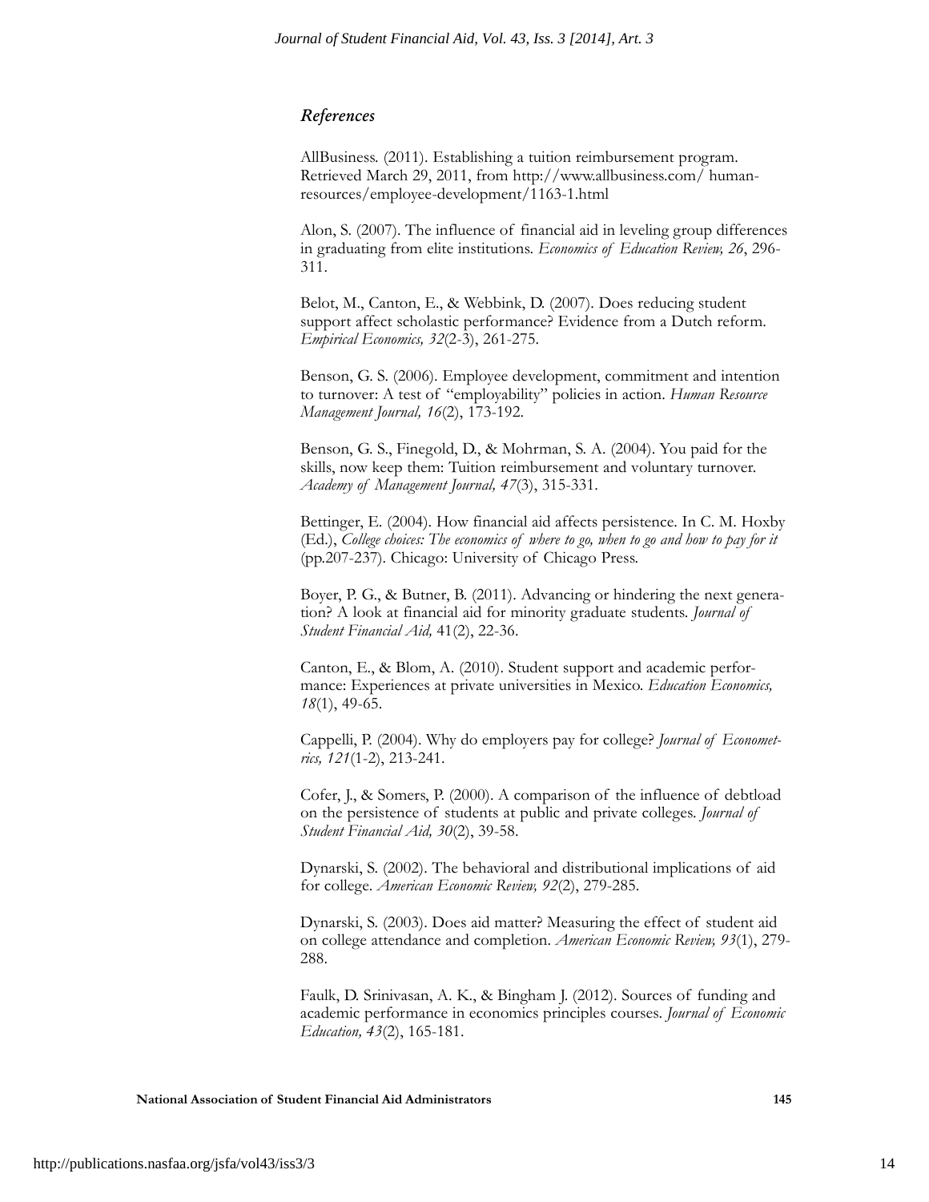## *References*

AllBusiness. (2011). Establishing a tuition reimbursement program. Retrieved March 29, 2011, from http://www.allbusiness.com/ human-resources/employee-development/1163-1.html

Alon, S. (2007). The influence of financial aid in leveling group differences in graduating from elite institutions. *Economics of Education Review, 26*, 296-311.

Belot, M., Canton, E., & Webbink, D. (2007). Does reducing student support affect scholastic performance? Evidence from a Dutch reform. *Empirical Economics, 32*(2-3), 261-275.

Benson, G. S. (2006). Employee development, commitment and intention to turnover: A test of "employability" policies in action. *Human Resource Management Journal, 16*(2), 173-192.

Benson, G. S., Finegold, D., & Mohrman, S. A. (2004). You paid for the skills, now keep them: Tuition reimbursement and voluntary turnover. *Academy of Management Journal, 47*(3), 315-331.

Bettinger, E. (2004). How financial aid affects persistence. In C. M. Hoxby (Ed.), *College choices: The economics of where to go, when to go and how to pay for it* (pp.207-237). Chicago: University of Chicago Press.

Boyer, P. G., & Butner, B. (2011). Advancing or hindering the next generation? A look at financial aid for minority graduate students. *Journal of Student Financial Aid,* 41(2), 22-36.

Canton, E., & Blom, A. (2010). Student support and academic performance: Experiences at private universities in Mexico. *Education Economics, 18*(1), 49-65.

Cappelli, P. (2004). Why do employers pay for college? *Journal of Econometrics, 121*(1-2), 213-241.

Cofer, J., & Somers, P. (2000). A comparison of the influence of debtload on the persistence of students at public and private colleges. *Journal of Student Financial Aid, 30*(2), 39-58.

Dynarski, S. (2002). The behavioral and distributional implications of aid for college. *American Economic Review, 92*(2), 279-285.

Dynarski, S. (2003). Does aid matter? Measuring the effect of student aid on college attendance and completion. *American Economic Review, 93*(1), 279-288.

Faulk, D. Srinivasan, A. K., & Bingham J. (2012). Sources of funding and academic performance in economics principles courses. *Journal of Economic Education, 43*(2), 165-181.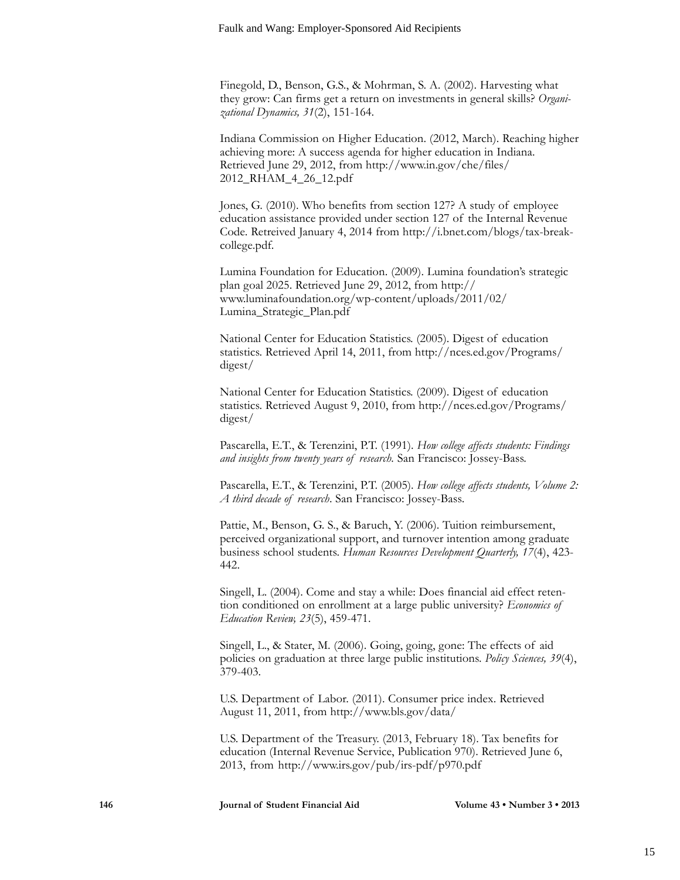Finegold, D., Benson, G.S., & Mohrman, S. A. (2002). Harvesting what they grow: Can firms get a return on investments in general skills? *Organizational Dynamics, 31*(2), 151-164.

Indiana Commission on Higher Education. (2012, March). Reaching higher achieving more: A success agenda for higher education in Indiana. Retrieved June 29, 2012, from http://www.in.gov/che/files/2012_RHAM_4_26_12.pdf

Jones, G. (2010). Who benefits from section 127? A study of employee education assistance provided under section 127 of the Internal Revenue Code. Retreived January 4, 2014 from http://i.bnet.com/blogs/tax-break-college.pdf.

Lumina Foundation for Education. (2009). Lumina foundation's strategic plan goal 2025. Retrieved June 29, 2012, from http://www.luminafoundation.org/wp-content/uploads/2011/02/Lumina_Strategic_Plan.pdf

National Center for Education Statistics. (2005). Digest of education statistics. Retrieved April 14, 2011, from http://nces.ed.gov/Programs/digest/

National Center for Education Statistics. (2009). Digest of education statistics. Retrieved August 9, 2010, from http://nces.ed.gov/Programs/digest/

Pascarella, E.T., & Terenzini, P.T. (1991). *How college affects students: Findings and insights from twenty years of research.* San Francisco: Jossey-Bass.

Pascarella, E.T., & Terenzini, P.T. (2005). *How college affects students, Volume 2: A third decade of research*. San Francisco: Jossey-Bass.

Pattie, M., Benson, G. S., & Baruch, Y. (2006). Tuition reimbursement, perceived organizational support, and turnover intention among graduate business school students. *Human Resources Development Quarterly, 17*(4), 423-442.

Singell, L. (2004). Come and stay a while: Does financial aid effect retention conditioned on enrollment at a large public university? *Economics of Education Review, 23*(5), 459-471.

Singell, L., & Stater, M. (2006). Going, going, gone: The effects of aid policies on graduation at three large public institutions. *Policy Sciences, 39*(4), 379-403.

U.S. Department of Labor. (2011). Consumer price index. Retrieved August 11, 2011, from http://www.bls.gov/data/

U.S. Department of the Treasury. (2013, February 18). Tax benefits for education (Internal Revenue Service, Publication 970). Retrieved June 6, 2013, from http://www.irs.gov/pub/irs-pdf/p970.pdf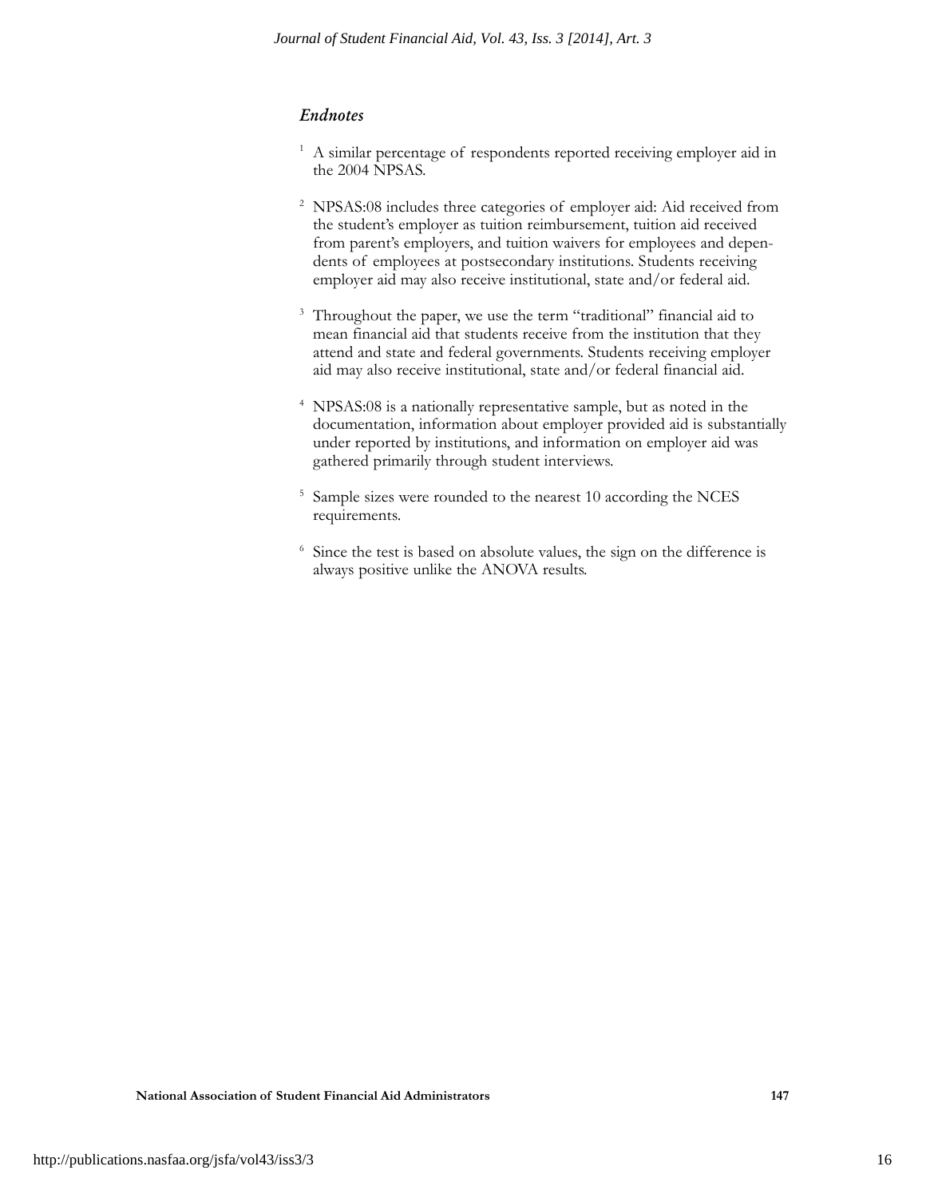### *Endnotes*

[1] A similar percentage of respondents reported receiving employer aid in the 2004 NPSAS.

[2] NPSAS:08 includes three categories of employer aid: Aid received from the student's employer as tuition reimbursement, tuition aid received from parent's employers, and tuition waivers for employees and dependents of employees at postsecondary institutions. Students receiving employer aid may also receive institutional, state and/or federal aid.

[3] Throughout the paper, we use the term "traditional" financial aid to mean financial aid that students receive from the institution that they attend and state and federal governments. Students receiving employer aid may also receive institutional, state and/or federal financial aid.

[4] NPSAS:08 is a nationally representative sample, but as noted in the documentation, information about employer provided aid is substantially under reported by institutions, and information on employer aid was gathered primarily through student interviews.

[5] Sample sizes were rounded to the nearest 10 according the NCES requirements.

[6] Since the test is based on absolute values, the sign on the difference is always positive unlike the ANOVA results.